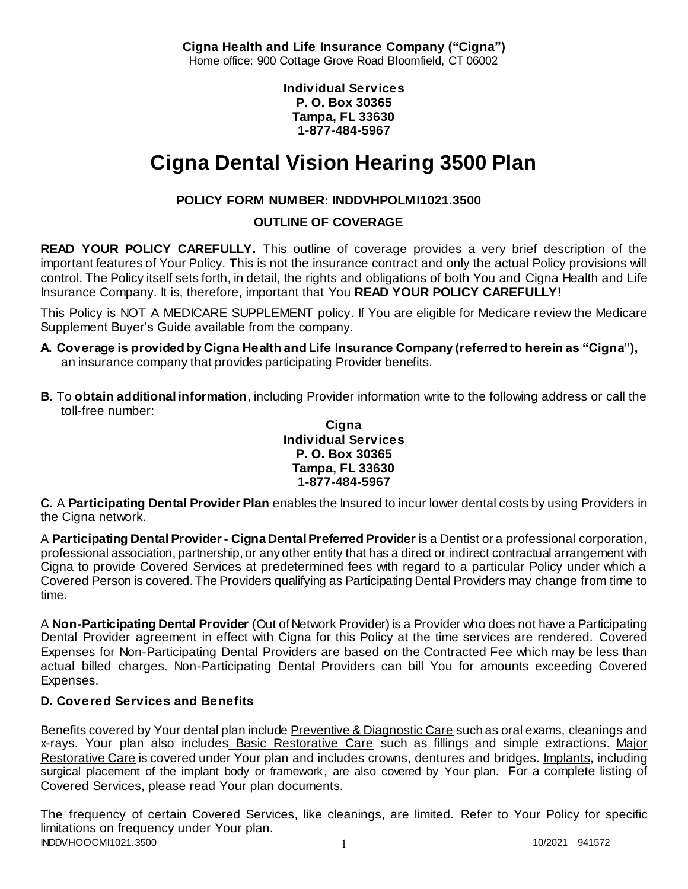**Cigna Health and Life Insurance Company ("Cigna")**
Home office: 900 Cottage Grove Road Bloomfield, CT 06002

**Individual Services**
**P. O. Box 30365**
**Tampa, FL 33630**
**1-877-484-5967**

# Cigna Dental Vision Hearing 3500 Plan

**POLICY FORM NUMBER: INDDVHPOLMI1021.3500**

**OUTLINE OF COVERAGE**

**READ YOUR POLICY CAREFULLY.** This outline of coverage provides a very brief description of the important features of Your Policy. This is not the insurance contract and only the actual Policy provisions will control. The Policy itself sets forth, in detail, the rights and obligations of both You and Cigna Health and Life Insurance Company. It is, therefore, important that You **READ YOUR POLICY CAREFULLY!**

This Policy is NOT A MEDICARE SUPPLEMENT policy. If You are eligible for Medicare review the Medicare Supplement Buyer's Guide available from the company.

**A. Coverage is provided by Cigna Health and Life Insurance Company (referred to herein as "Cigna"),** an insurance company that provides participating Provider benefits.

**B.** To **obtain additional information**, including Provider information write to the following address or call the toll-free number:

**Cigna**
**Individual Services**
**P. O. Box 30365**
**Tampa, FL 33630**
**1-877-484-5967**

**C.** A **Participating Dental Provider Plan** enables the Insured to incur lower dental costs by using Providers in the Cigna network.

A **Participating Dental Provider - Cigna Dental Preferred Provider** is a Dentist or a professional corporation, professional association, partnership, or any other entity that has a direct or indirect contractual arrangement with Cigna to provide Covered Services at predetermined fees with regard to a particular Policy under which a Covered Person is covered. The Providers qualifying as Participating Dental Providers may change from time to time.

A **Non-Participating Dental Provider** (Out of Network Provider) is a Provider who does not have a Participating Dental Provider agreement in effect with Cigna for this Policy at the time services are rendered. Covered Expenses for Non-Participating Dental Providers are based on the Contracted Fee which may be less than actual billed charges. Non-Participating Dental Providers can bill You for amounts exceeding Covered Expenses.

### D. Covered Services and Benefits

Benefits covered by Your dental plan include Preventive & Diagnostic Care such as oral exams, cleanings and x-rays. Your plan also includes Basic Restorative Care such as fillings and simple extractions. Major Restorative Care is covered under Your plan and includes crowns, dentures and bridges. Implants, including surgical placement of the implant body or framework, are also covered by Your plan. For a complete listing of Covered Services, please read Your plan documents.

The frequency of certain Covered Services, like cleanings, are limited. Refer to Your Policy for specific limitations on frequency under Your plan.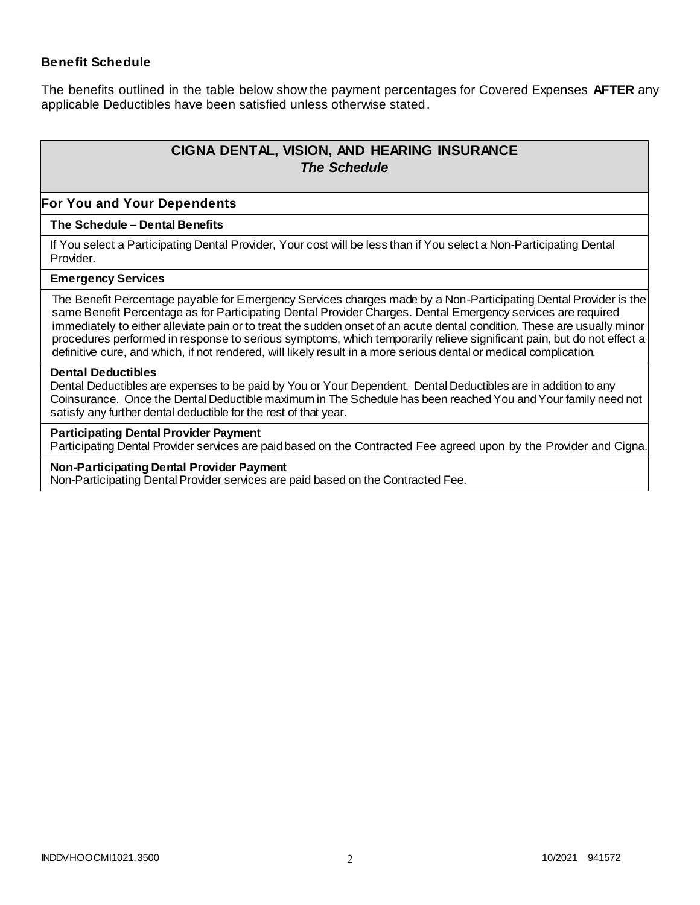### Benefit Schedule

The benefits outlined in the table below show the payment percentages for Covered Expenses **AFTER** any applicable Deductibles have been satisfied unless otherwise stated.

## CIGNA DENTAL, VISION, AND HEARING INSURANCE
### *The Schedule*

### For You and Your Dependents

**The Schedule – Dental Benefits**

If You select a Participating Dental Provider, Your cost will be less than if You select a Non-Participating Dental Provider.

**Emergency Services**

The Benefit Percentage payable for Emergency Services charges made by a Non-Participating Dental Provider is the same Benefit Percentage as for Participating Dental Provider Charges. Dental Emergency services are required immediately to either alleviate pain or to treat the sudden onset of an acute dental condition. These are usually minor procedures performed in response to serious symptoms, which temporarily relieve significant pain, but do not effect a definitive cure, and which, if not rendered, will likely result in a more serious dental or medical complication.

**Dental Deductibles**

Dental Deductibles are expenses to be paid by You or Your Dependent. Dental Deductibles are in addition to any Coinsurance. Once the Dental Deductible maximum in The Schedule has been reached You and Your family need not satisfy any further dental deductible for the rest of that year.

**Participating Dental Provider Payment**

Participating Dental Provider services are paid based on the Contracted Fee agreed upon by the Provider and Cigna.

**Non-Participating Dental Provider Payment**

Non-Participating Dental Provider services are paid based on the Contracted Fee.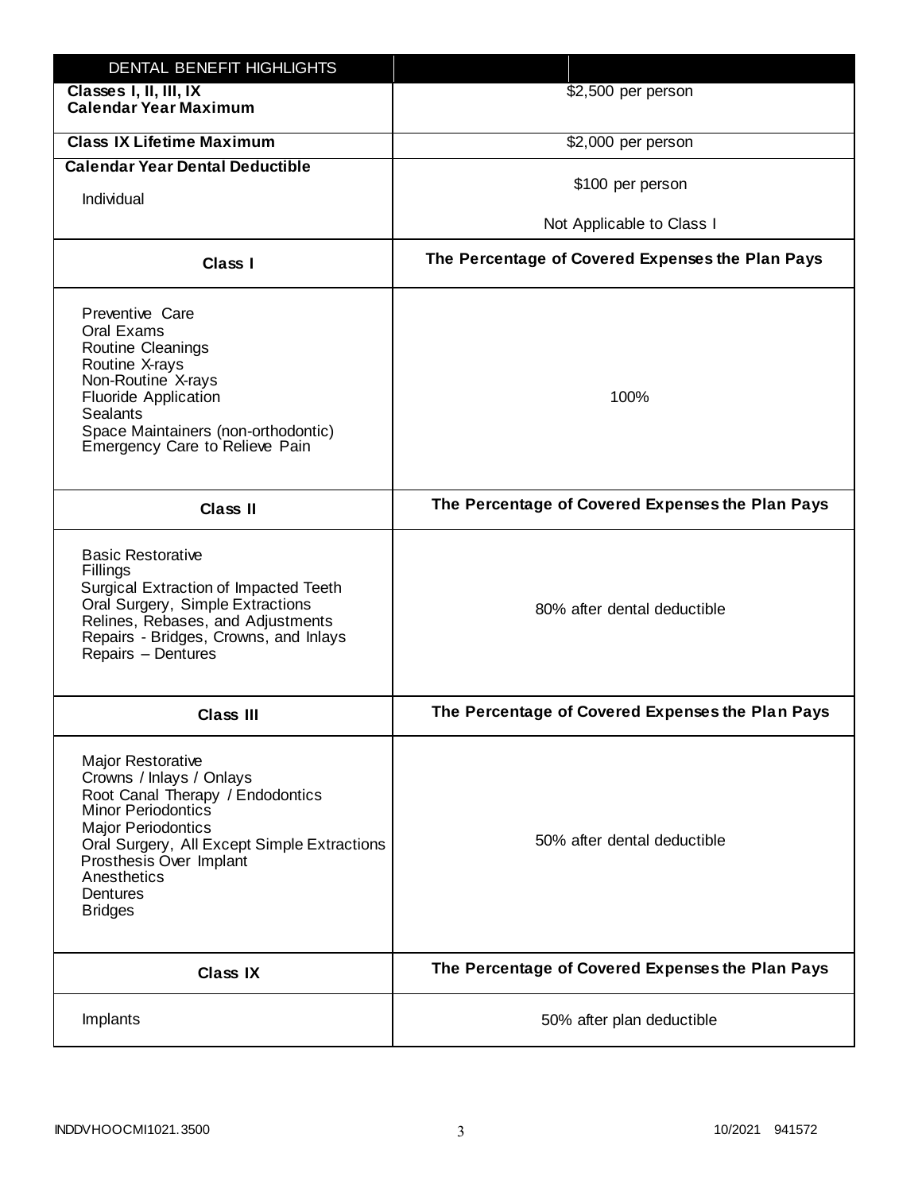| DENTAL BENEFIT HIGHLIGHTS | |
|---|---|
| **Classes I, II, III, IX Calendar Year Maximum** | $2,500 per person |
| **Class IX Lifetime Maximum** | $2,000 per person |
| **Calendar Year Dental Deductible**<br>Individual | $100 per person<br>Not Applicable to Class I |
| **Class I** | **The Percentage of Covered Expenses the Plan Pays** |
| Preventive Care<br>Oral Exams<br>Routine Cleanings<br>Routine X-rays<br>Non-Routine X-rays<br>Fluoride Application<br>Sealants<br>Space Maintainers (non-orthodontic)<br>Emergency Care to Relieve Pain | 100% |
| **Class II** | **The Percentage of Covered Expenses the Plan Pays** |
| Basic Restorative<br>Fillings<br>Surgical Extraction of Impacted Teeth<br>Oral Surgery, Simple Extractions<br>Relines, Rebases, and Adjustments<br>Repairs - Bridges, Crowns, and Inlays<br>Repairs – Dentures | 80% after dental deductible |
| **Class III** | **The Percentage of Covered Expenses the Plan Pays** |
| Major Restorative<br>Crowns / Inlays / Onlays<br>Root Canal Therapy / Endodontics<br>Minor Periodontics<br>Major Periodontics<br>Oral Surgery, All Except Simple Extractions<br>Prosthesis Over Implant<br>Anesthetics<br>Dentures<br>Bridges | 50% after dental deductible |
| **Class IX** | **The Percentage of Covered Expenses the Plan Pays** |
| Implants | 50% after plan deductible |

INDDVHOOCMI1021.3500 10/2021 941572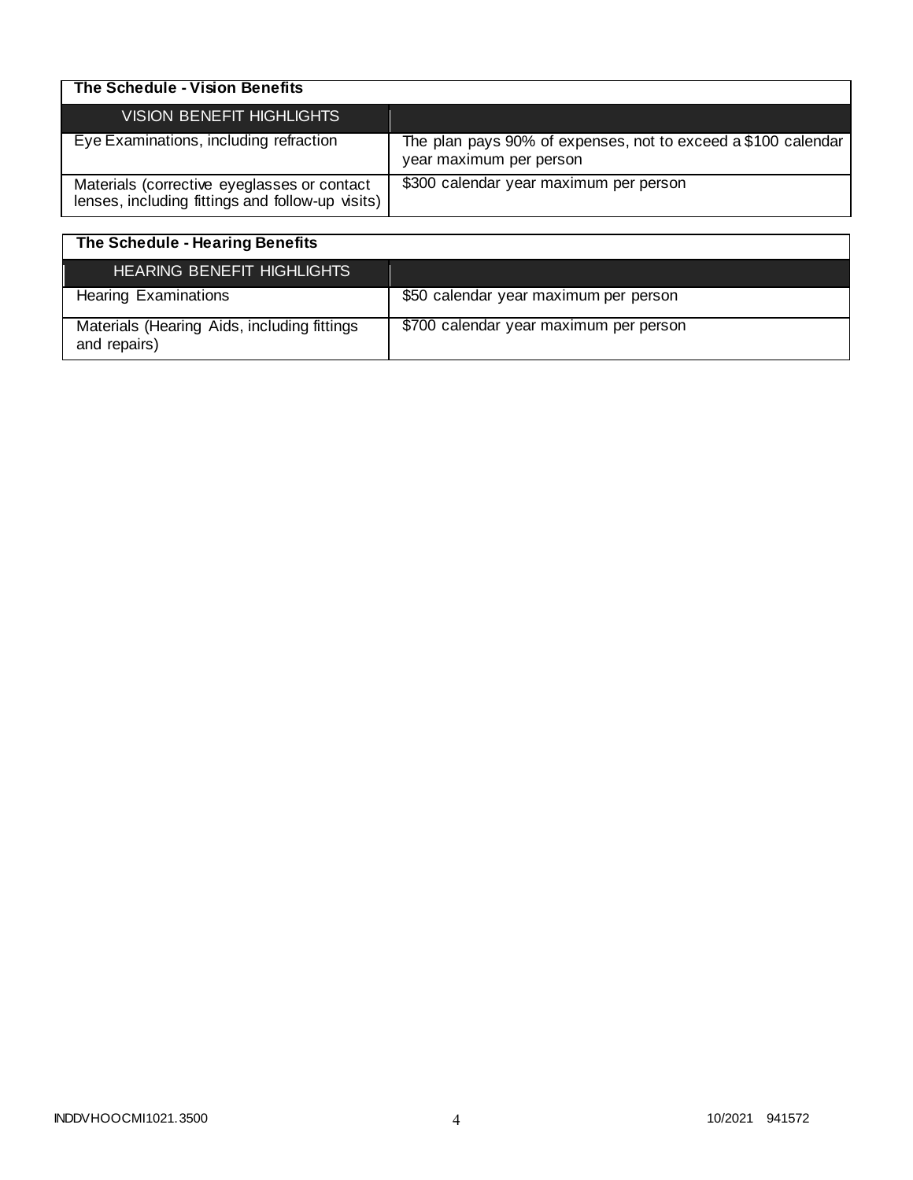| The Schedule - Vision Benefits | |
|---|---|
| VISION BENEFIT HIGHLIGHTS | |
| Eye Examinations, including refraction | The plan pays 90% of expenses, not to exceed a $100 calendar year maximum per person |
| Materials (corrective eyeglasses or contact lenses, including fittings and follow-up visits) | $300 calendar year maximum per person |

| The Schedule - Hearing Benefits | |
|---|---|
| HEARING BENEFIT HIGHLIGHTS | |
| Hearing Examinations | $50 calendar year maximum per person |
| Materials (Hearing Aids, including fittings and repairs) | $700 calendar year maximum per person |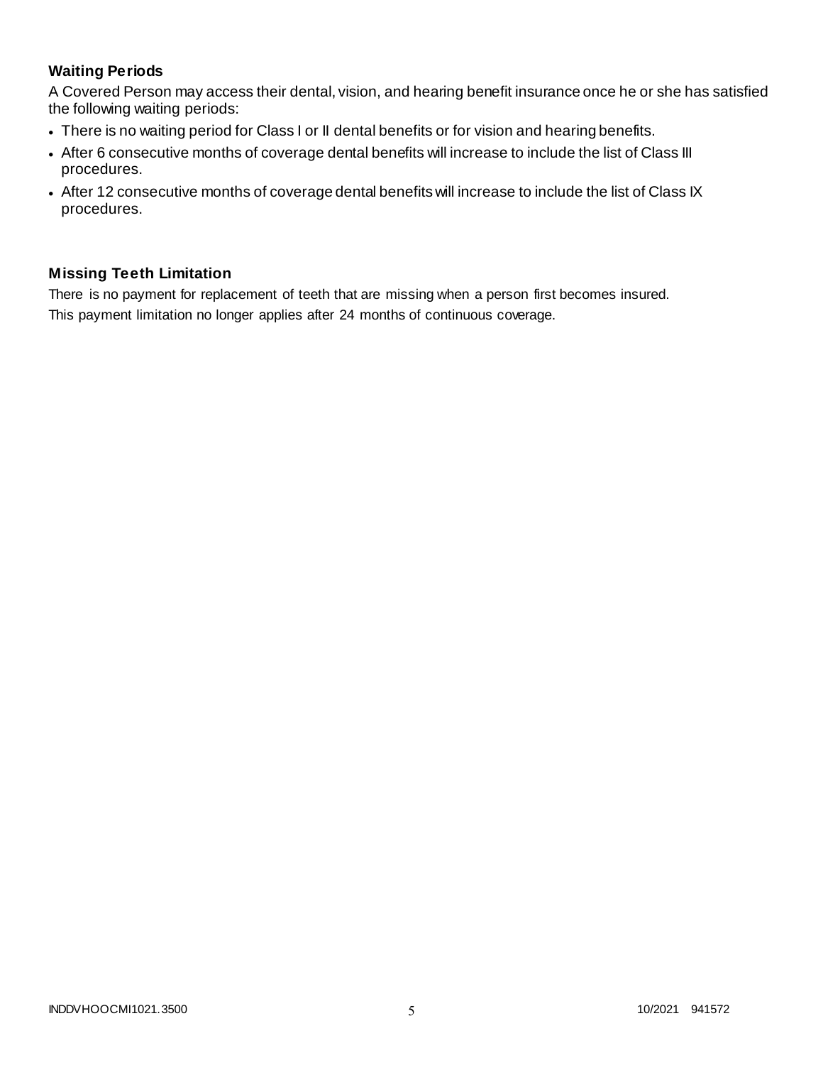### Waiting Periods

A Covered Person may access their dental, vision, and hearing benefit insurance once he or she has satisfied the following waiting periods:

- There is no waiting period for Class I or II dental benefits or for vision and hearing benefits.
- After 6 consecutive months of coverage dental benefits will increase to include the list of Class III procedures.
- After 12 consecutive months of coverage dental benefits will increase to include the list of Class IX procedures.

### Missing Teeth Limitation

There is no payment for replacement of teeth that are missing when a person first becomes insured.
This payment limitation no longer applies after 24 months of continuous coverage.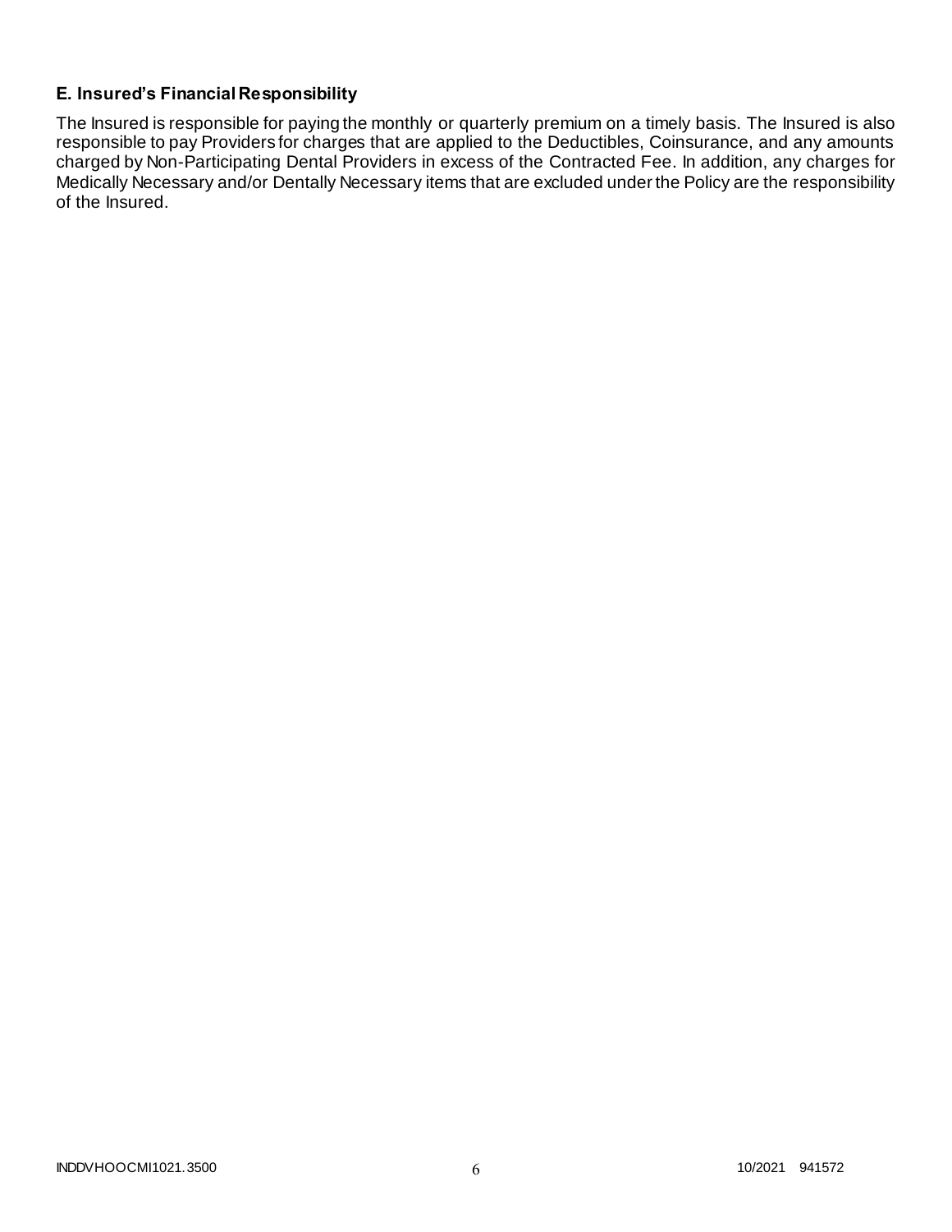**E. Insured's Financial Responsibility**

The Insured is responsible for paying the monthly or quarterly premium on a timely basis. The Insured is also responsible to pay Providers for charges that are applied to the Deductibles, Coinsurance, and any amounts charged by Non-Participating Dental Providers in excess of the Contracted Fee. In addition, any charges for Medically Necessary and/or Dentally Necessary items that are excluded under the Policy are the responsibility of the Insured.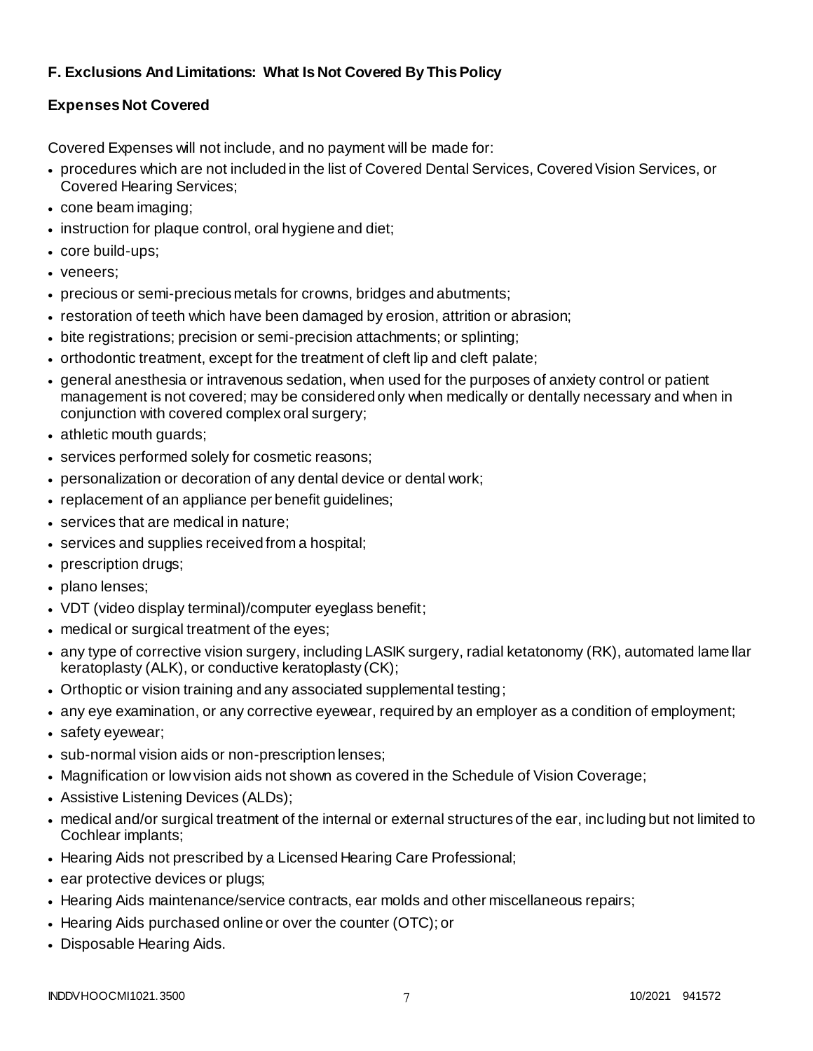### F. Exclusions And Limitations: What Is Not Covered By This Policy

#### Expenses Not Covered

Covered Expenses will not include, and no payment will be made for:

- procedures which are not included in the list of Covered Dental Services, Covered Vision Services, or Covered Hearing Services;
- cone beam imaging;
- instruction for plaque control, oral hygiene and diet;
- core build-ups;
- veneers;
- precious or semi-precious metals for crowns, bridges and abutments;
- restoration of teeth which have been damaged by erosion, attrition or abrasion;
- bite registrations; precision or semi-precision attachments; or splinting;
- orthodontic treatment, except for the treatment of cleft lip and cleft palate;
- general anesthesia or intravenous sedation, when used for the purposes of anxiety control or patient management is not covered; may be considered only when medically or dentally necessary and when in conjunction with covered complex oral surgery;
- athletic mouth guards;
- services performed solely for cosmetic reasons;
- personalization or decoration of any dental device or dental work;
- replacement of an appliance per benefit guidelines;
- services that are medical in nature;
- services and supplies received from a hospital;
- prescription drugs;
- plano lenses;
- VDT (video display terminal)/computer eyeglass benefit;
- medical or surgical treatment of the eyes;
- any type of corrective vision surgery, including LASIK surgery, radial ketatonomy (RK), automated lamellar keratoplasty (ALK), or conductive keratoplasty (CK);
- Orthoptic or vision training and any associated supplemental testing;
- any eye examination, or any corrective eyewear, required by an employer as a condition of employment;
- safety eyewear;
- sub-normal vision aids or non-prescription lenses;
- Magnification or low vision aids not shown as covered in the Schedule of Vision Coverage;
- Assistive Listening Devices (ALDs);
- medical and/or surgical treatment of the internal or external structures of the ear, including but not limited to Cochlear implants;
- Hearing Aids not prescribed by a Licensed Hearing Care Professional;
- ear protective devices or plugs;
- Hearing Aids maintenance/service contracts, ear molds and other miscellaneous repairs;
- Hearing Aids purchased online or over the counter (OTC); or
- Disposable Hearing Aids.

INDDVHOOCMI1021.3500 10/2021 941572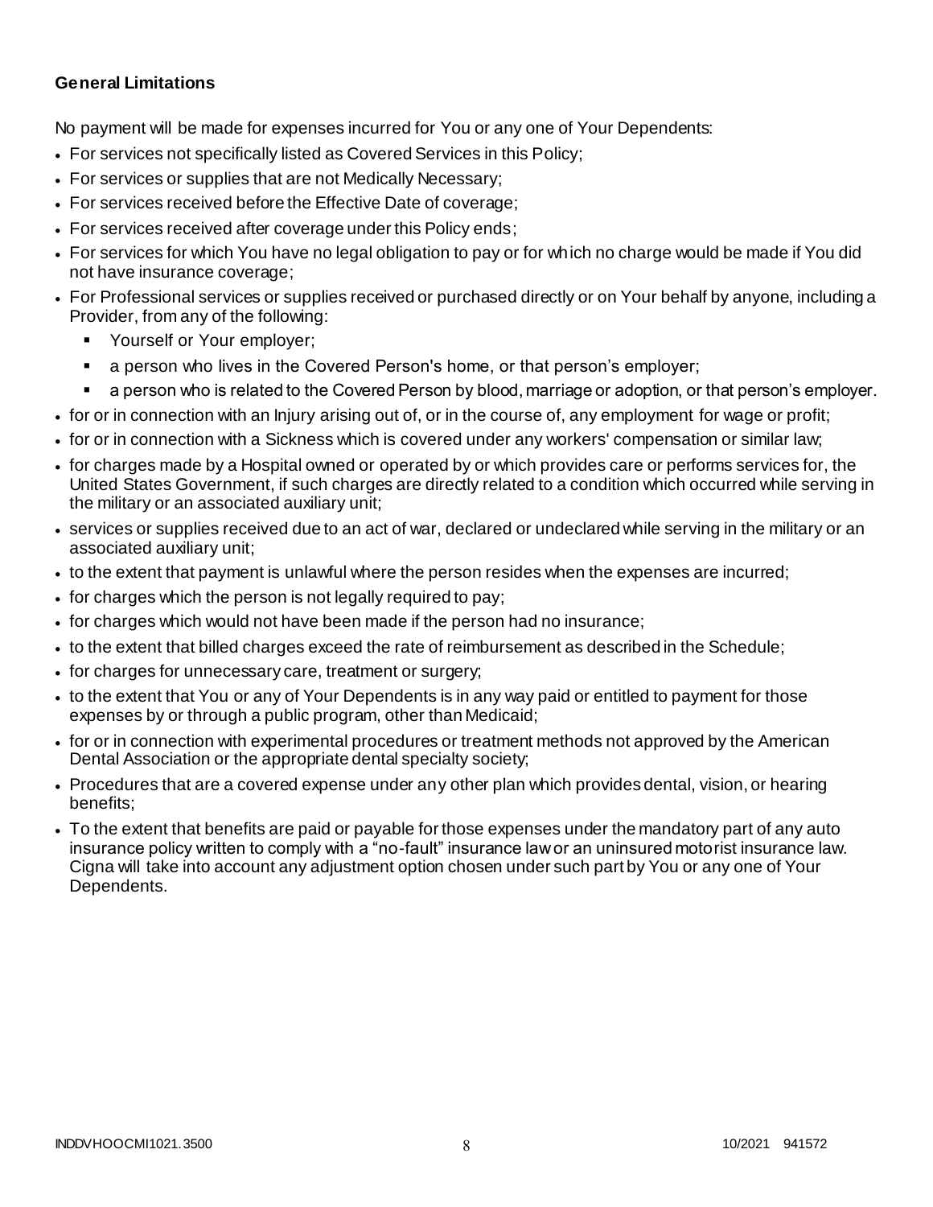**General Limitations**

No payment will be made for expenses incurred for You or any one of Your Dependents:

- For services not specifically listed as Covered Services in this Policy;
- For services or supplies that are not Medically Necessary;
- For services received before the Effective Date of coverage;
- For services received after coverage under this Policy ends;
- For services for which You have no legal obligation to pay or for which no charge would be made if You did not have insurance coverage;
- For Professional services or supplies received or purchased directly or on Your behalf by anyone, including a Provider, from any of the following:
  - Yourself or Your employer;
  - a person who lives in the Covered Person's home, or that person's employer;
  - a person who is related to the Covered Person by blood, marriage or adoption, or that person's employer.
- for or in connection with an Injury arising out of, or in the course of, any employment for wage or profit;
- for or in connection with a Sickness which is covered under any workers' compensation or similar law;
- for charges made by a Hospital owned or operated by or which provides care or performs services for, the United States Government, if such charges are directly related to a condition which occurred while serving in the military or an associated auxiliary unit;
- services or supplies received due to an act of war, declared or undeclared while serving in the military or an associated auxiliary unit;
- to the extent that payment is unlawful where the person resides when the expenses are incurred;
- for charges which the person is not legally required to pay;
- for charges which would not have been made if the person had no insurance;
- to the extent that billed charges exceed the rate of reimbursement as described in the Schedule;
- for charges for unnecessary care, treatment or surgery;
- to the extent that You or any of Your Dependents is in any way paid or entitled to payment for those expenses by or through a public program, other than Medicaid;
- for or in connection with experimental procedures or treatment methods not approved by the American Dental Association or the appropriate dental specialty society;
- Procedures that are a covered expense under any other plan which provides dental, vision, or hearing benefits;
- To the extent that benefits are paid or payable for those expenses under the mandatory part of any auto insurance policy written to comply with a "no-fault" insurance law or an uninsured motorist insurance law. Cigna will take into account any adjustment option chosen under such part by You or any one of Your Dependents.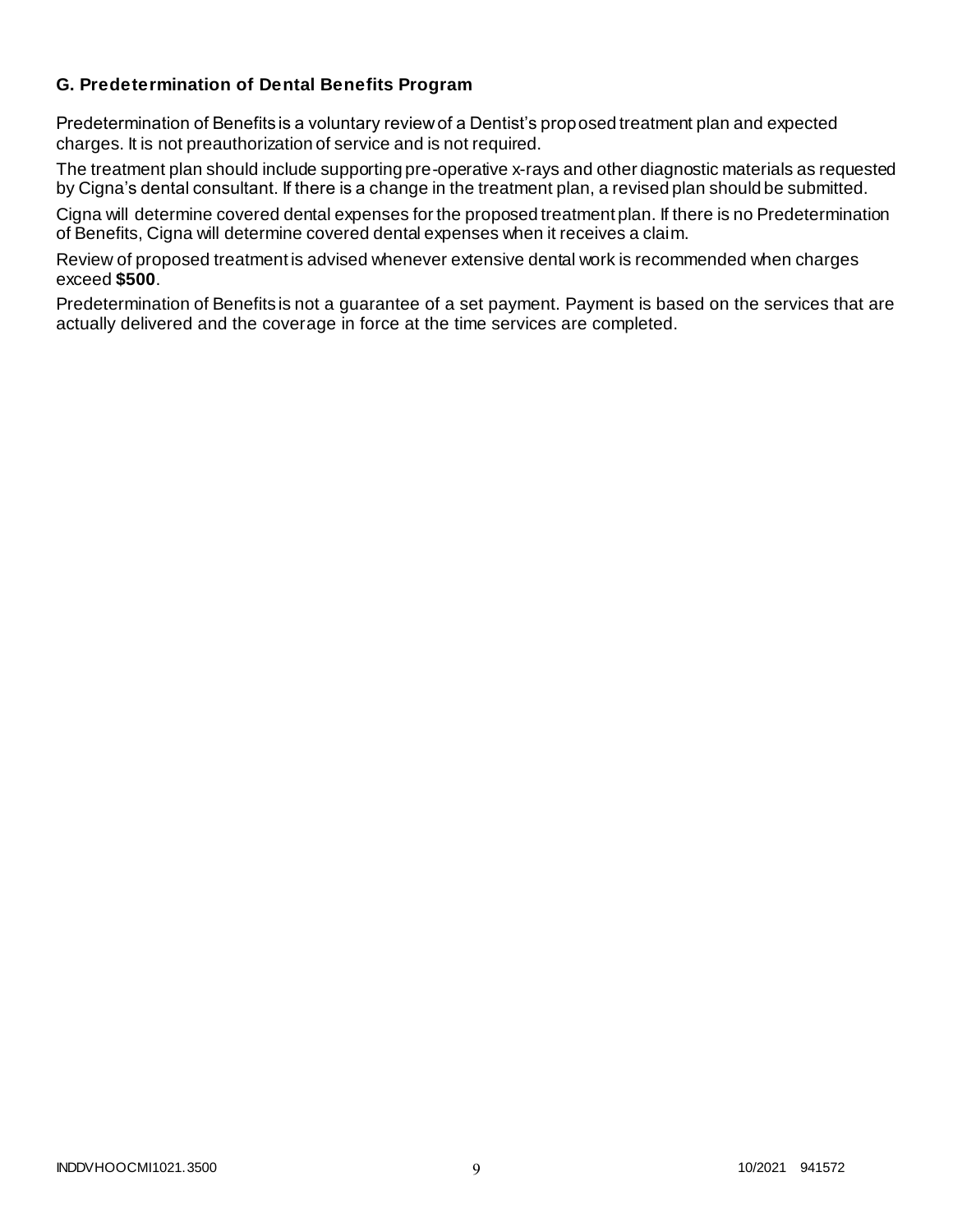### G. Predetermination of Dental Benefits Program

Predetermination of Benefits is a voluntary review of a Dentist's proposed treatment plan and expected charges. It is not preauthorization of service and is not required.

The treatment plan should include supporting pre-operative x-rays and other diagnostic materials as requested by Cigna's dental consultant. If there is a change in the treatment plan, a revised plan should be submitted.

Cigna will determine covered dental expenses for the proposed treatment plan. If there is no Predetermination of Benefits, Cigna will determine covered dental expenses when it receives a claim.

Review of proposed treatment is advised whenever extensive dental work is recommended when charges exceed **$500**.

Predetermination of Benefits is not a guarantee of a set payment. Payment is based on the services that are actually delivered and the coverage in force at the time services are completed.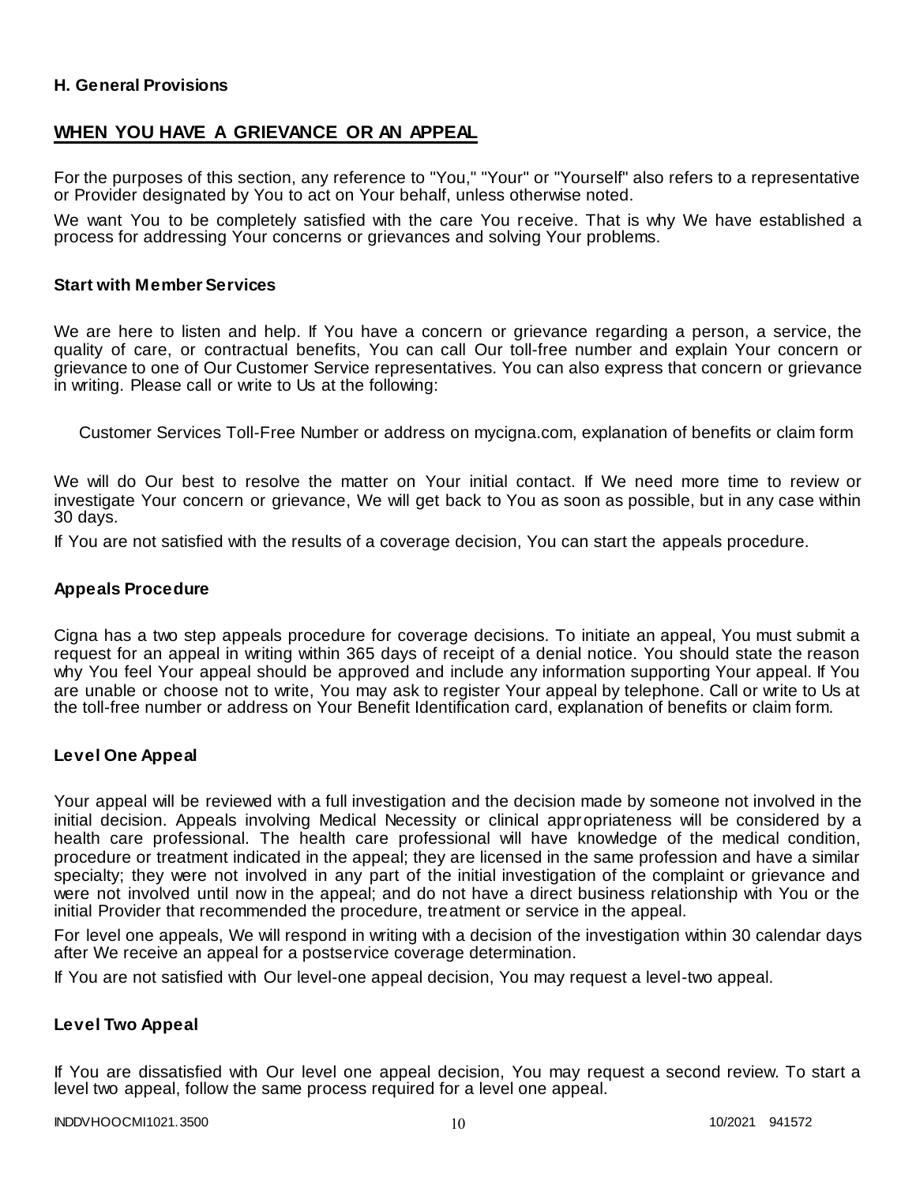**H. General Provisions**

## WHEN YOU HAVE A GRIEVANCE OR AN APPEAL

For the purposes of this section, any reference to "You," "Your" or "Yourself" also refers to a representative or Provider designated by You to act on Your behalf, unless otherwise noted.

We want You to be completely satisfied with the care You receive. That is why We have established a process for addressing Your concerns or grievances and solving Your problems.

### Start with Member Services

We are here to listen and help. If You have a concern or grievance regarding a person, a service, the quality of care, or contractual benefits, You can call Our toll-free number and explain Your concern or grievance to one of Our Customer Service representatives. You can also express that concern or grievance in writing. Please call or write to Us at the following:

Customer Services Toll-Free Number or address on mycigna.com, explanation of benefits or claim form

We will do Our best to resolve the matter on Your initial contact. If We need more time to review or investigate Your concern or grievance, We will get back to You as soon as possible, but in any case within 30 days.

If You are not satisfied with the results of a coverage decision, You can start the appeals procedure.

### Appeals Procedure

Cigna has a two step appeals procedure for coverage decisions. To initiate an appeal, You must submit a request for an appeal in writing within 365 days of receipt of a denial notice. You should state the reason why You feel Your appeal should be approved and include any information supporting Your appeal. If You are unable or choose not to write, You may ask to register Your appeal by telephone. Call or write to Us at the toll-free number or address on Your Benefit Identification card, explanation of benefits or claim form.

### Level One Appeal

Your appeal will be reviewed with a full investigation and the decision made by someone not involved in the initial decision. Appeals involving Medical Necessity or clinical appropriateness will be considered by a health care professional. The health care professional will have knowledge of the medical condition, procedure or treatment indicated in the appeal; they are licensed in the same profession and have a similar specialty; they were not involved in any part of the initial investigation of the complaint or grievance and were not involved until now in the appeal; and do not have a direct business relationship with You or the initial Provider that recommended the procedure, treatment or service in the appeal.

For level one appeals, We will respond in writing with a decision of the investigation within 30 calendar days after We receive an appeal for a postservice coverage determination.

If You are not satisfied with Our level-one appeal decision, You may request a level-two appeal.

### Level Two Appeal

If You are dissatisfied with Our level one appeal decision, You may request a second review. To start a level two appeal, follow the same process required for a level one appeal.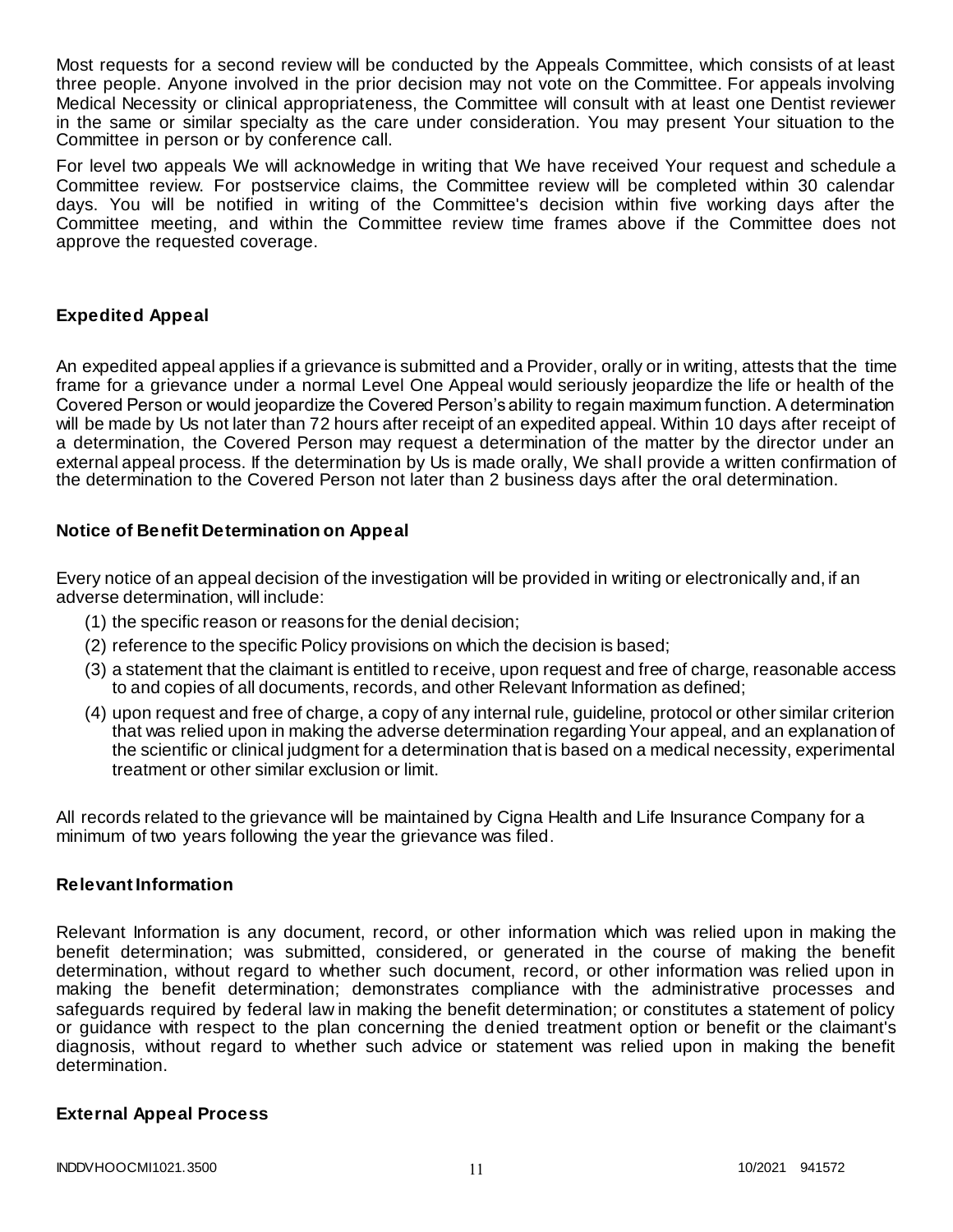Most requests for a second review will be conducted by the Appeals Committee, which consists of at least three people. Anyone involved in the prior decision may not vote on the Committee. For appeals involving Medical Necessity or clinical appropriateness, the Committee will consult with at least one Dentist reviewer in the same or similar specialty as the care under consideration. You may present Your situation to the Committee in person or by conference call.

For level two appeals We will acknowledge in writing that We have received Your request and schedule a Committee review. For postservice claims, the Committee review will be completed within 30 calendar days. You will be notified in writing of the Committee's decision within five working days after the Committee meeting, and within the Committee review time frames above if the Committee does not approve the requested coverage.

### Expedited Appeal

An expedited appeal applies if a grievance is submitted and a Provider, orally or in writing, attests that the time frame for a grievance under a normal Level One Appeal would seriously jeopardize the life or health of the Covered Person or would jeopardize the Covered Person's ability to regain maximum function. A determination will be made by Us not later than 72 hours after receipt of an expedited appeal. Within 10 days after receipt of a determination, the Covered Person may request a determination of the matter by the director under an external appeal process. If the determination by Us is made orally, We shall provide a written confirmation of the determination to the Covered Person not later than 2 business days after the oral determination.

### Notice of Benefit Determination on Appeal

Every notice of an appeal decision of the investigation will be provided in writing or electronically and, if an adverse determination, will include:

(1) the specific reason or reasons for the denial decision;

(2) reference to the specific Policy provisions on which the decision is based;

(3) a statement that the claimant is entitled to receive, upon request and free of charge, reasonable access to and copies of all documents, records, and other Relevant Information as defined;

(4) upon request and free of charge, a copy of any internal rule, guideline, protocol or other similar criterion that was relied upon in making the adverse determination regarding Your appeal, and an explanation of the scientific or clinical judgment for a determination that is based on a medical necessity, experimental treatment or other similar exclusion or limit.

All records related to the grievance will be maintained by Cigna Health and Life Insurance Company for a minimum of two years following the year the grievance was filed.

### Relevant Information

Relevant Information is any document, record, or other information which was relied upon in making the benefit determination; was submitted, considered, or generated in the course of making the benefit determination, without regard to whether such document, record, or other information was relied upon in making the benefit determination; demonstrates compliance with the administrative processes and safeguards required by federal law in making the benefit determination; or constitutes a statement of policy or guidance with respect to the plan concerning the denied treatment option or benefit or the claimant's diagnosis, without regard to whether such advice or statement was relied upon in making the benefit determination.

### External Appeal Process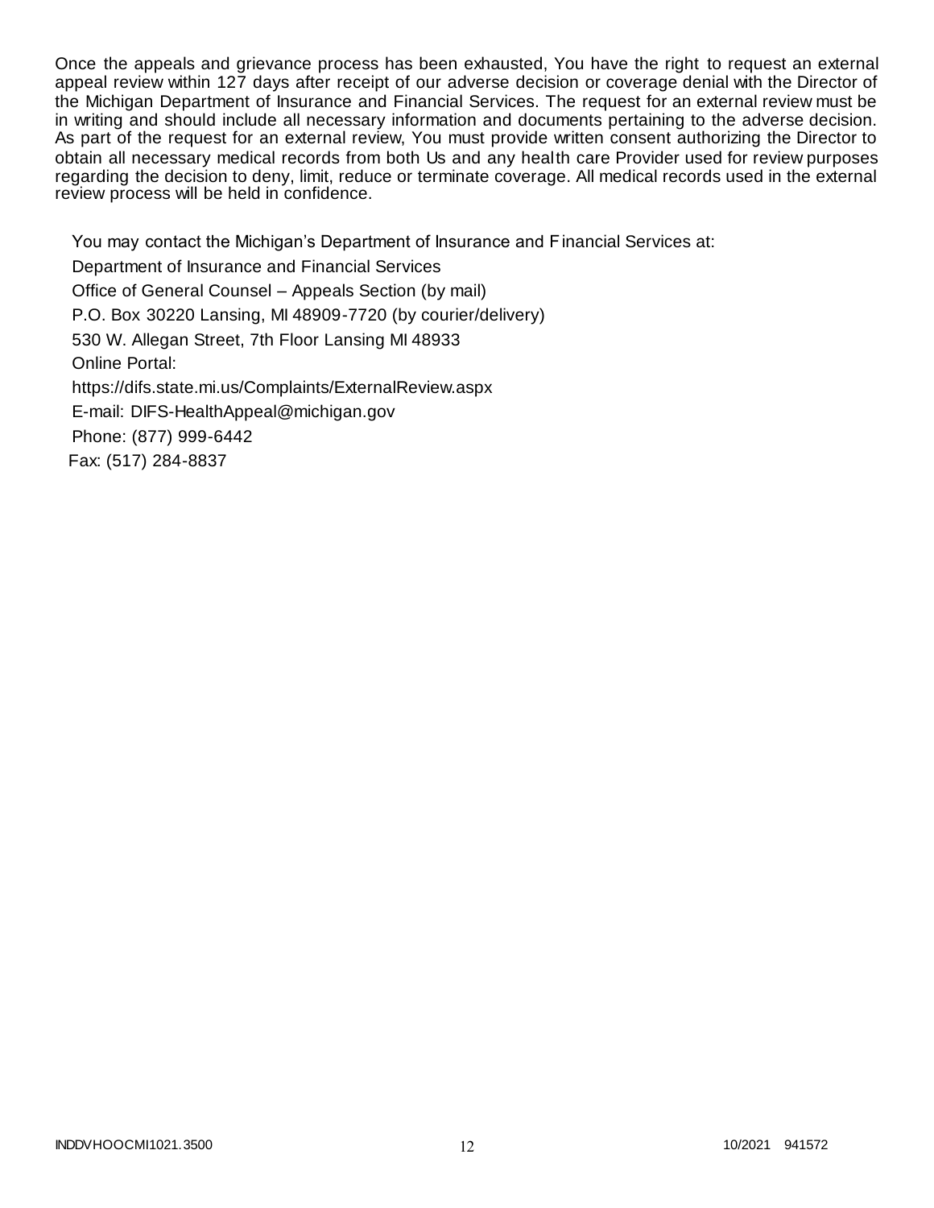Once the appeals and grievance process has been exhausted, You have the right to request an external appeal review within 127 days after receipt of our adverse decision or coverage denial with the Director of the Michigan Department of Insurance and Financial Services. The request for an external review must be in writing and should include all necessary information and documents pertaining to the adverse decision. As part of the request for an external review, You must provide written consent authorizing the Director to obtain all necessary medical records from both Us and any health care Provider used for review purposes regarding the decision to deny, limit, reduce or terminate coverage. All medical records used in the external review process will be held in confidence.

You may contact the Michigan's Department of Insurance and Financial Services at:

Department of Insurance and Financial Services

Office of General Counsel – Appeals Section (by mail)

P.O. Box 30220 Lansing, MI 48909-7720 (by courier/delivery)

530 W. Allegan Street, 7th Floor Lansing MI 48933

Online Portal:

https://difs.state.mi.us/Complaints/ExternalReview.aspx

E-mail: DIFS-HealthAppeal@michigan.gov

Phone: (877) 999-6442

Fax: (517) 284-8837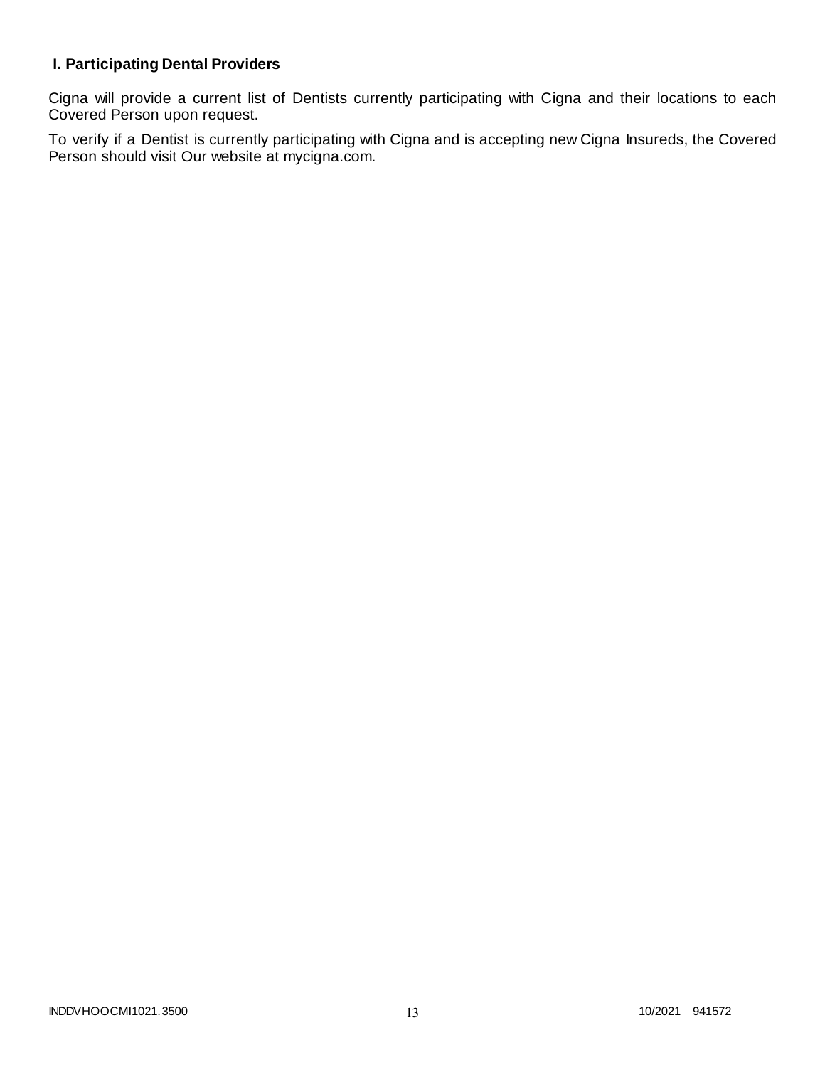## I. Participating Dental Providers

Cigna will provide a current list of Dentists currently participating with Cigna and their locations to each Covered Person upon request.

To verify if a Dentist is currently participating with Cigna and is accepting new Cigna Insureds, the Covered Person should visit Our website at mycigna.com.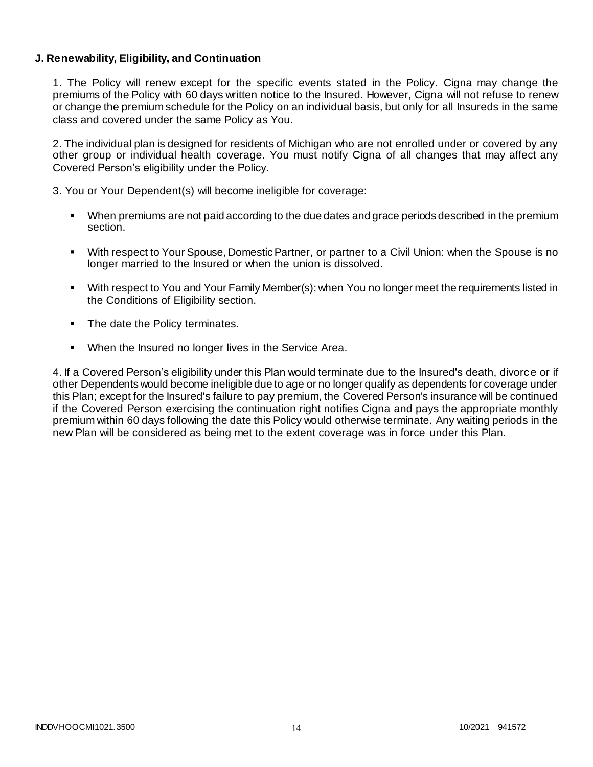**J. Renewability, Eligibility, and Continuation**

1. The Policy will renew except for the specific events stated in the Policy. Cigna may change the premiums of the Policy with 60 days written notice to the Insured. However, Cigna will not refuse to renew or change the premium schedule for the Policy on an individual basis, but only for all Insureds in the same class and covered under the same Policy as You.

2. The individual plan is designed for residents of Michigan who are not enrolled under or covered by any other group or individual health coverage. You must notify Cigna of all changes that may affect any Covered Person's eligibility under the Policy.

3. You or Your Dependent(s) will become ineligible for coverage:

- When premiums are not paid according to the due dates and grace periods described in the premium section.
- With respect to Your Spouse, Domestic Partner, or partner to a Civil Union: when the Spouse is no longer married to the Insured or when the union is dissolved.
- With respect to You and Your Family Member(s): when You no longer meet the requirements listed in the Conditions of Eligibility section.
- The date the Policy terminates.
- When the Insured no longer lives in the Service Area.

4. If a Covered Person's eligibility under this Plan would terminate due to the Insured's death, divorce or if other Dependents would become ineligible due to age or no longer qualify as dependents for coverage under this Plan; except for the Insured's failure to pay premium, the Covered Person's insurance will be continued if the Covered Person exercising the continuation right notifies Cigna and pays the appropriate monthly premium within 60 days following the date this Policy would otherwise terminate. Any waiting periods in the new Plan will be considered as being met to the extent coverage was in force under this Plan.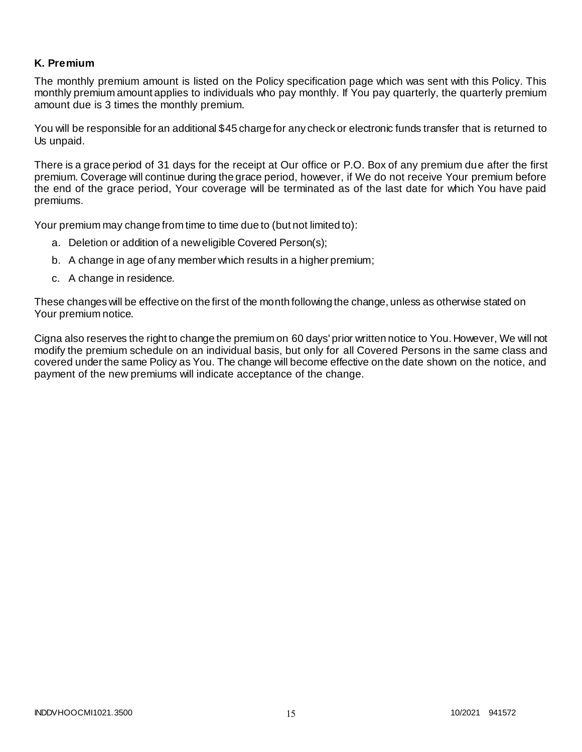### K. Premium

The monthly premium amount is listed on the Policy specification page which was sent with this Policy. This monthly premium amount applies to individuals who pay monthly. If You pay quarterly, the quarterly premium amount due is 3 times the monthly premium.

You will be responsible for an additional $45 charge for any check or electronic funds transfer that is returned to Us unpaid.

There is a grace period of 31 days for the receipt at Our office or P.O. Box of any premium due after the first premium. Coverage will continue during the grace period, however, if We do not receive Your premium before the end of the grace period, Your coverage will be terminated as of the last date for which You have paid premiums.

Your premium may change from time to time due to (but not limited to):

a. Deletion or addition of a new eligible Covered Person(s);
b. A change in age of any member which results in a higher premium;
c. A change in residence.

These changes will be effective on the first of the month following the change, unless as otherwise stated on Your premium notice.

Cigna also reserves the right to change the premium on 60 days' prior written notice to You. However, We will not modify the premium schedule on an individual basis, but only for all Covered Persons in the same class and covered under the same Policy as You. The change will become effective on the date shown on the notice, and payment of the new premiums will indicate acceptance of the change.

INDDVHOOCMI1021.3500 10/2021 941572